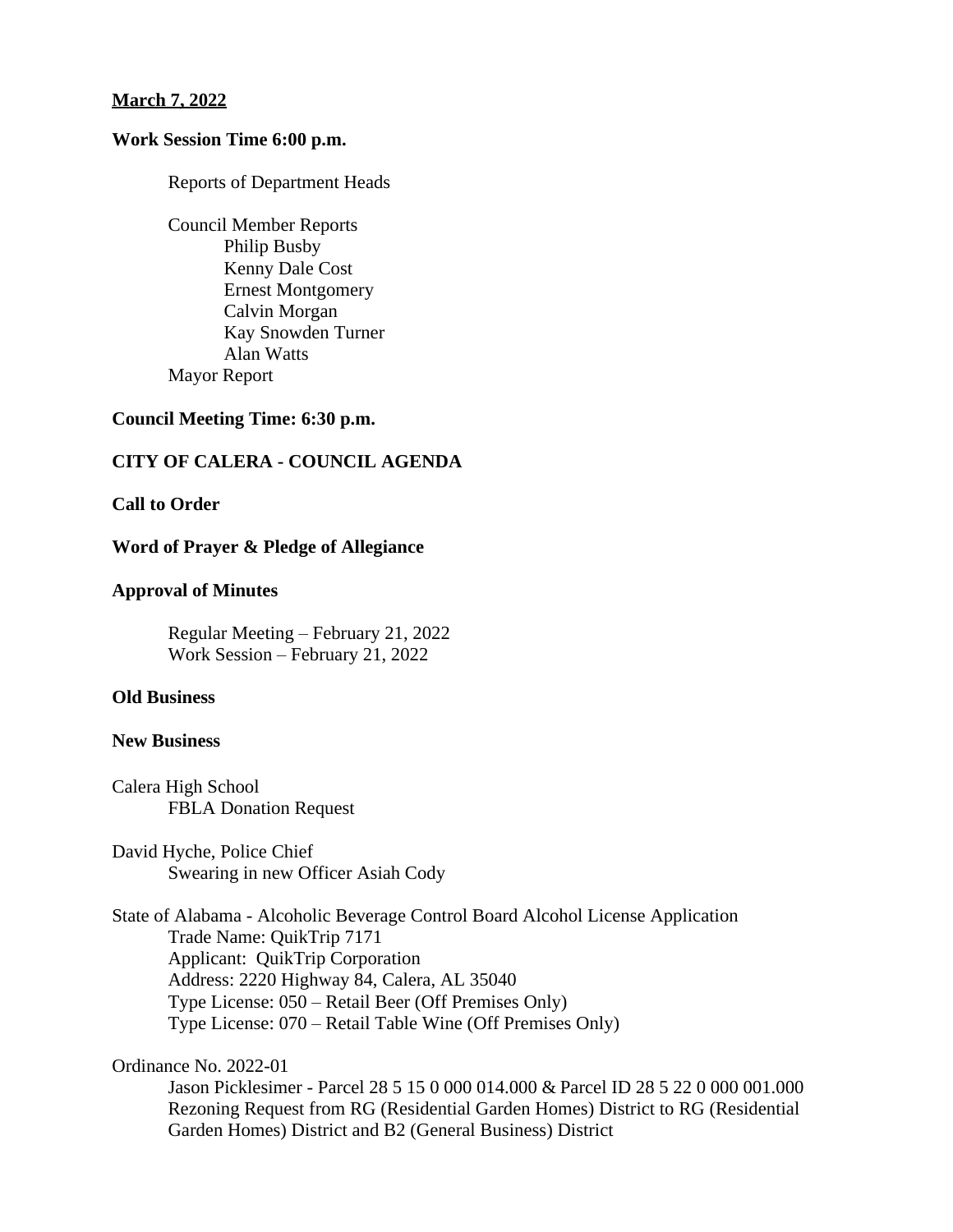**March 7, 2022**

**Work Session Time 6:00 p.m.**

Reports of Department Heads

Council Member Reports
- Philip Busby
- Kenny Dale Cost
- Ernest Montgomery
- Calvin Morgan
- Kay Snowden Turner
- Alan Watts

Mayor Report

**Council Meeting Time: 6:30 p.m.**

**CITY OF CALERA - COUNCIL AGENDA**

**Call to Order**

**Word of Prayer & Pledge of Allegiance**

**Approval of Minutes**

Regular Meeting – February 21, 2022
Work Session – February 21, 2022

**Old Business**

**New Business**

Calera High School
FBLA Donation Request

David Hyche, Police Chief
Swearing in new Officer Asiah Cody

State of Alabama - Alcoholic Beverage Control Board Alcohol License Application
Trade Name: QuikTrip 7171
Applicant: QuikTrip Corporation
Address: 2220 Highway 84, Calera, AL 35040
Type License: 050 – Retail Beer (Off Premises Only)
Type License: 070 – Retail Table Wine (Off Premises Only)

Ordinance No. 2022-01
Jason Picklesimer - Parcel 28 5 15 0 000 014.000 & Parcel ID 28 5 22 0 000 001.000
Rezoning Request from RG (Residential Garden Homes) District to RG (Residential Garden Homes) District and B2 (General Business) District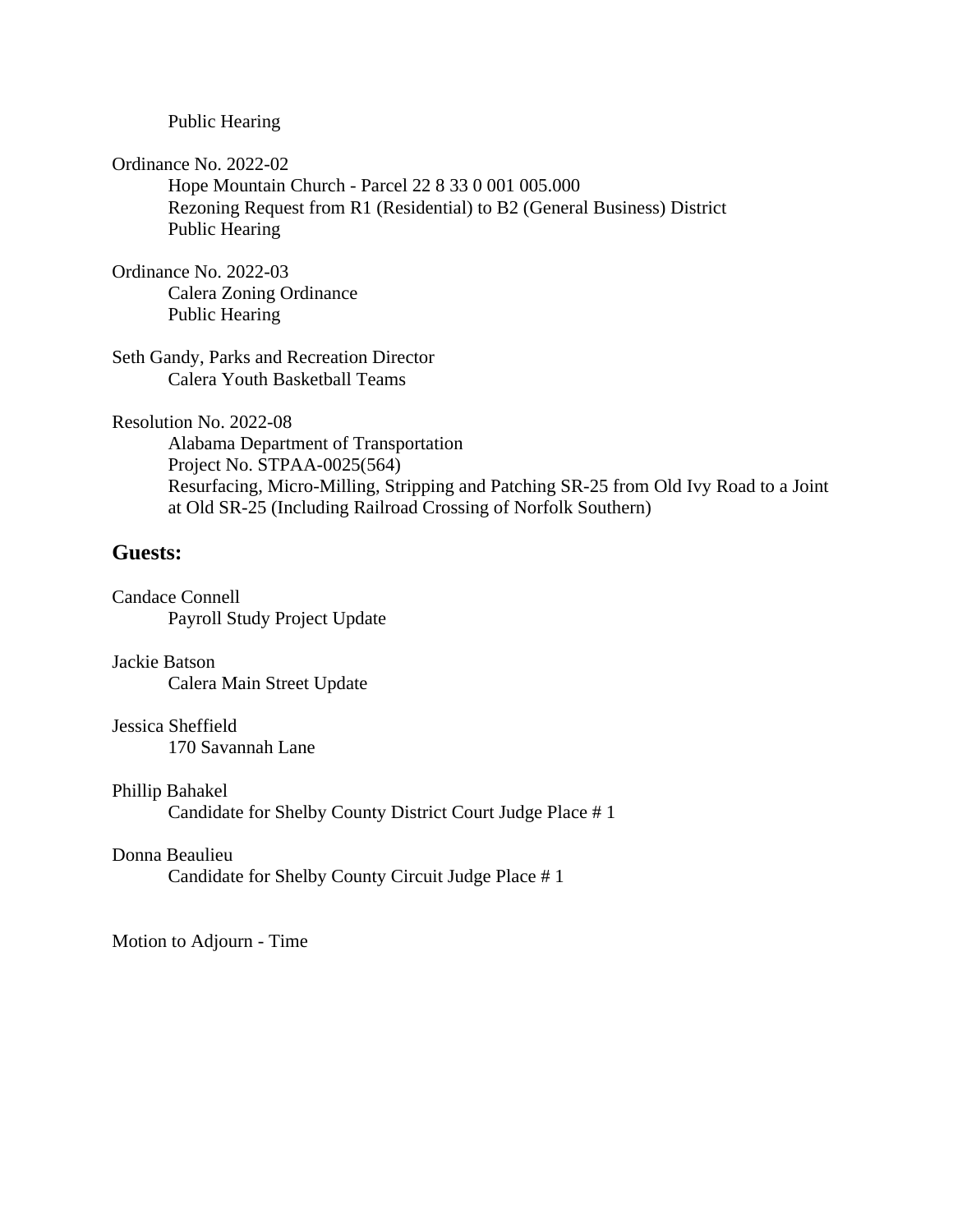Public Hearing

Ordinance No. 2022-02

Hope Mountain Church - Parcel 22 8 33 0 001 005.000

Rezoning Request from R1 (Residential) to B2 (General Business) District

Public Hearing

Ordinance No. 2022-03

Calera Zoning Ordinance

Public Hearing

Seth Gandy, Parks and Recreation Director

Calera Youth Basketball Teams

Resolution No. 2022-08

Alabama Department of Transportation

Project No. STPAA-0025(564)

Resurfacing, Micro-Milling, Stripping and Patching SR-25 from Old Ivy Road to a Joint at Old SR-25 (Including Railroad Crossing of Norfolk Southern)

## Guests:

Candace Connell

Payroll Study Project Update

Jackie Batson

Calera Main Street Update

Jessica Sheffield

170 Savannah Lane

Phillip Bahakel

Candidate for Shelby County District Court Judge Place # 1

Donna Beaulieu

Candidate for Shelby County Circuit Judge Place # 1

Motion to Adjourn - Time